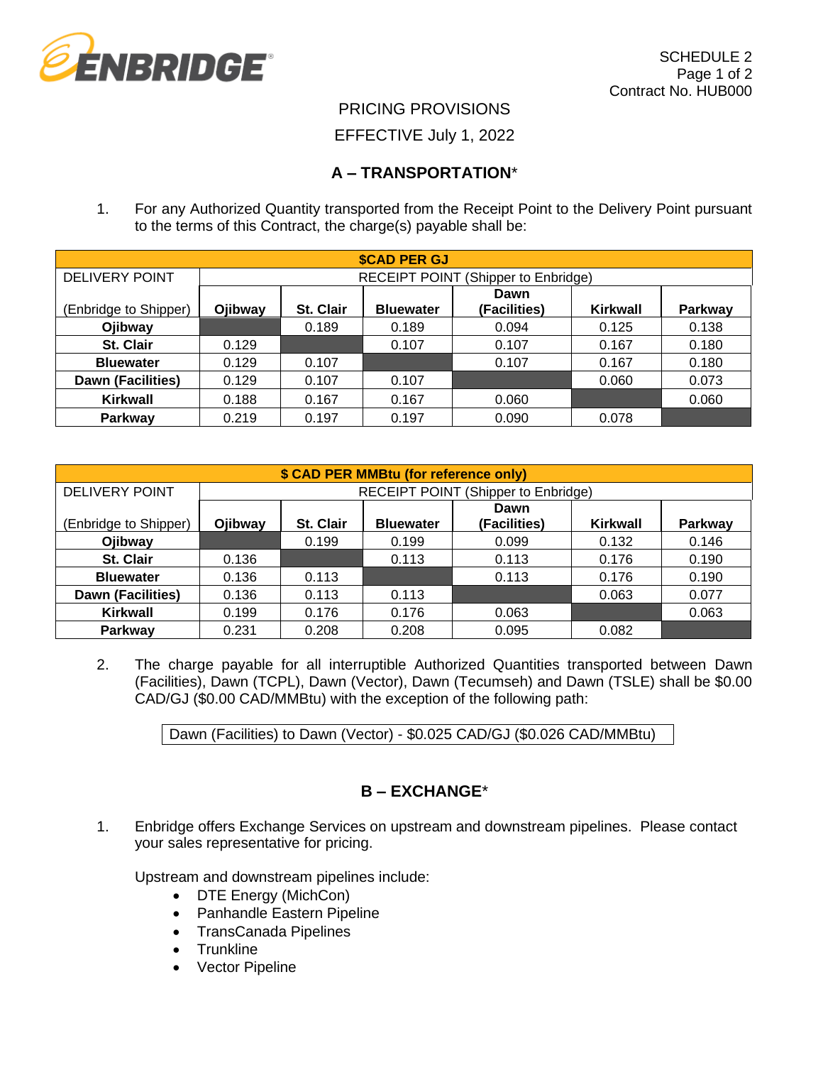SCHEDULE 2
Contract No. HUB000

PRICING PROVISIONS

EFFECTIVE July 1, 2022

## A – TRANSPORTATION*

1. For any Authorized Quantity transported from the Receipt Point to the Delivery Point pursuant to the terms of this Contract, the charge(s) payable shall be:

| **$CAD PER GJ** | | | | | | |
|---|---|---|---|---|---|---|
| DELIVERY POINT | RECEIPT POINT (Shipper to Enbridge) | | | | | |
| (Enbridge to Shipper) | **Ojibway** | **St. Clair** | **Bluewater** | **Dawn (Facilities)** | **Kirkwall** | **Parkway** |
| **Ojibway** | | 0.189 | 0.189 | 0.094 | 0.125 | 0.138 |
| **St. Clair** | 0.129 | | 0.107 | 0.107 | 0.167 | 0.180 |
| **Bluewater** | 0.129 | 0.107 | | 0.107 | 0.167 | 0.180 |
| **Dawn (Facilities)** | 0.129 | 0.107 | 0.107 | | 0.060 | 0.073 |
| **Kirkwall** | 0.188 | 0.167 | 0.167 | 0.060 | | 0.060 |
| **Parkway** | 0.219 | 0.197 | 0.197 | 0.090 | 0.078 | |

| **$ CAD PER MMBtu (for reference only)** | | | | | | |
|---|---|---|---|---|---|---|
| DELIVERY POINT | RECEIPT POINT (Shipper to Enbridge) | | | | | |
| (Enbridge to Shipper) | **Ojibway** | **St. Clair** | **Bluewater** | **Dawn (Facilities)** | **Kirkwall** | **Parkway** |
| **Ojibway** | | 0.199 | 0.199 | 0.099 | 0.132 | 0.146 |
| **St. Clair** | 0.136 | | 0.113 | 0.113 | 0.176 | 0.190 |
| **Bluewater** | 0.136 | 0.113 | | 0.113 | 0.176 | 0.190 |
| **Dawn (Facilities)** | 0.136 | 0.113 | 0.113 | | 0.063 | 0.077 |
| **Kirkwall** | 0.199 | 0.176 | 0.176 | 0.063 | | 0.063 |
| **Parkway** | 0.231 | 0.208 | 0.208 | 0.095 | 0.082 | |

2. The charge payable for all interruptible Authorized Quantities transported between Dawn (Facilities), Dawn (TCPL), Dawn (Vector), Dawn (Tecumseh) and Dawn (TSLE) shall be $0.00 CAD/GJ ($0.00 CAD/MMBtu) with the exception of the following path:

   Dawn (Facilities) to Dawn (Vector) - $0.025 CAD/GJ ($0.026 CAD/MMBtu)

## B – EXCHANGE*

1. Enbridge offers Exchange Services on upstream and downstream pipelines. Please contact your sales representative for pricing.

   Upstream and downstream pipelines include:
   - DTE Energy (MichCon)
   - Panhandle Eastern Pipeline
   - TransCanada Pipelines
   - Trunkline
   - Vector Pipeline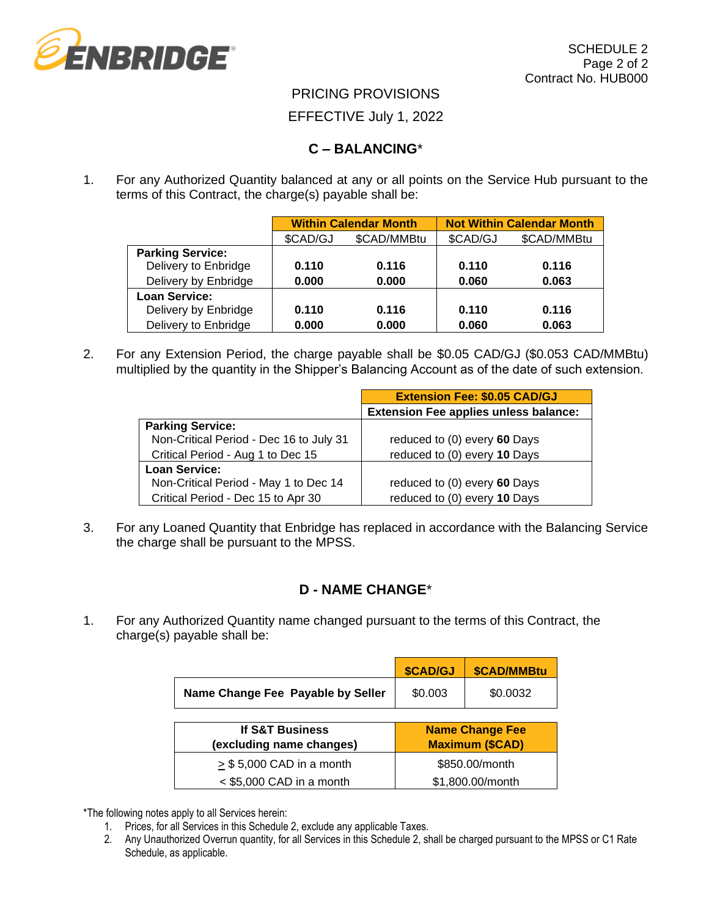PRICING PROVISIONS

EFFECTIVE July 1, 2022

## C – BALANCING*

1. For any Authorized Quantity balanced at any or all points on the Service Hub pursuant to the terms of this Contract, the charge(s) payable shall be:

| | Within Calendar Month | | Not Within Calendar Month | |
|---|---|---|---|---|
| | $CAD/GJ | $CAD/MMBtu | $CAD/GJ | $CAD/MMBtu |
| **Parking Service:** | | | | |
| Delivery to Enbridge | **0.110** | **0.116** | **0.110** | **0.116** |
| Delivery by Enbridge | **0.000** | **0.000** | **0.060** | **0.063** |
| **Loan Service:** | | | | |
| Delivery by Enbridge | **0.110** | **0.116** | **0.110** | **0.116** |
| Delivery to Enbridge | **0.000** | **0.000** | **0.060** | **0.063** |

2. For any Extension Period, the charge payable shall be $0.05 CAD/GJ ($0.053 CAD/MMBtu) multiplied by the quantity in the Shipper's Balancing Account as of the date of such extension.

| | Extension Fee: $0.05 CAD/GJ |
|---|---|
| | **Extension Fee applies unless balance:** |
| **Parking Service:** | |
| Non-Critical Period - Dec 16 to July 31 | reduced to (0) every **60** Days |
| Critical Period - Aug 1 to Dec 15 | reduced to (0) every **10** Days |
| **Loan Service:** | |
| Non-Critical Period - May 1 to Dec 14 | reduced to (0) every **60** Days |
| Critical Period - Dec 15 to Apr 30 | reduced to (0) every **10** Days |

3. For any Loaned Quantity that Enbridge has replaced in accordance with the Balancing Service the charge shall be pursuant to the MPSS.

## D - NAME CHANGE*

1. For any Authorized Quantity name changed pursuant to the terms of this Contract, the charge(s) payable shall be:

| | $CAD/GJ | $CAD/MMBtu |
|---|---|---|
| **Name Change Fee Payable by Seller** | $0.003 | $0.0032 |

| If S&T Business (excluding name changes) | Name Change Fee Maximum ($CAD) |
|---|---|
| ≥ $ 5,000 CAD in a month | $850.00/month |
| < $5,000 CAD in a month | $1,800.00/month |

*The following notes apply to all Services herein:

1. Prices, for all Services in this Schedule 2, exclude any applicable Taxes.
2. Any Unauthorized Overrun quantity, for all Services in this Schedule 2, shall be charged pursuant to the MPSS or C1 Rate Schedule, as applicable.